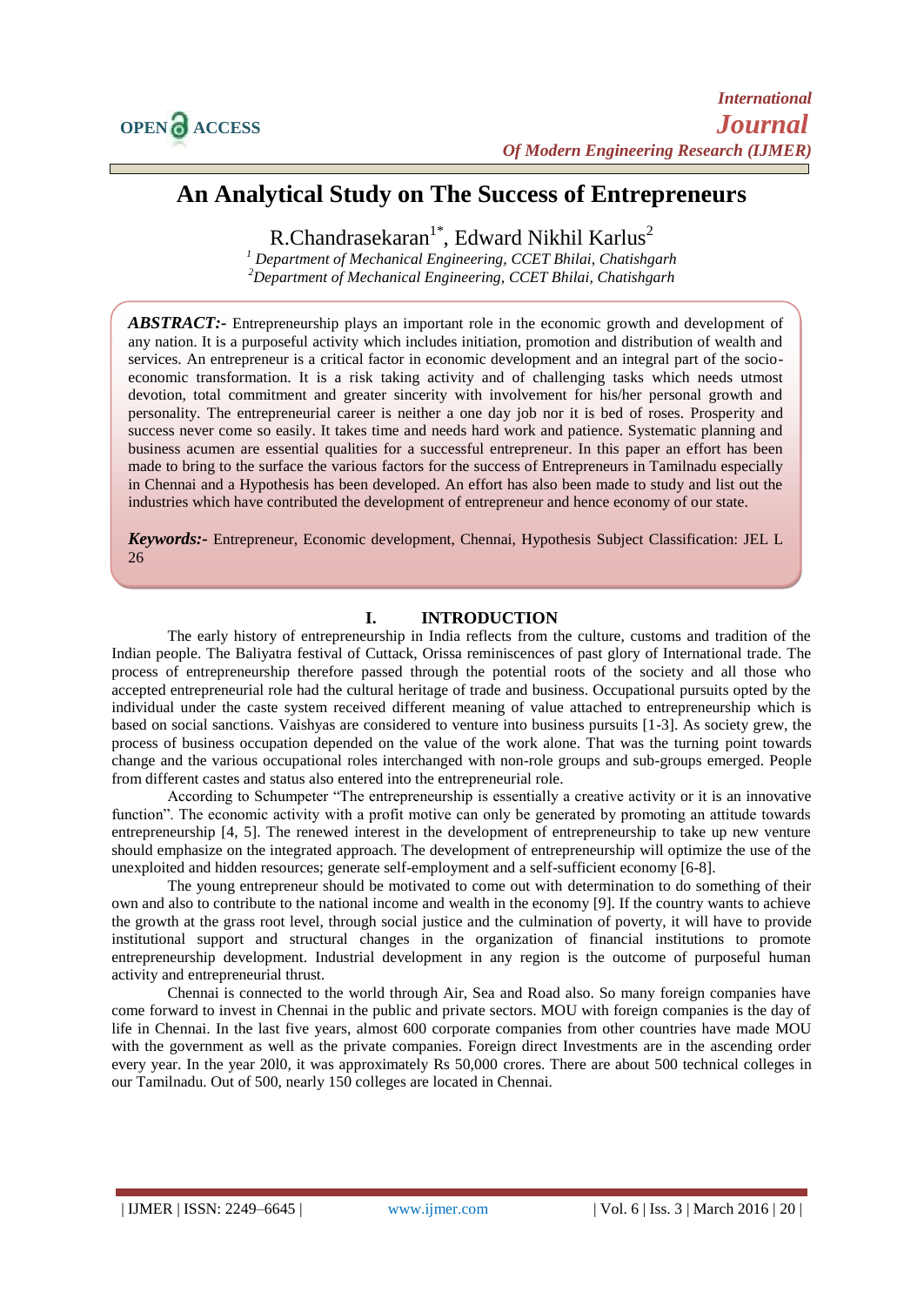# An Analytical Study on The Success of Entrepreneurs

R.Chandrasekaran[1*], Edward Nikhil Karlus[2]

[1] *Department of Mechanical Engineering, CCET Bhilai, Chatishgarh*
[2] *Department of Mechanical Engineering, CCET Bhilai, Chatishgarh*

***ABSTRACT:-*** Entrepreneurship plays an important role in the economic growth and development of any nation. It is a purposeful activity which includes initiation, promotion and distribution of wealth and services. An entrepreneur is a critical factor in economic development and an integral part of the socio-economic transformation. It is a risk taking activity and of challenging tasks which needs utmost devotion, total commitment and greater sincerity with involvement for his/her personal growth and personality. The entrepreneurial career is neither a one day job nor it is bed of roses. Prosperity and success never come so easily. It takes time and needs hard work and patience. Systematic planning and business acumen are essential qualities for a successful entrepreneur. In this paper an effort has been made to bring to the surface the various factors for the success of Entrepreneurs in Tamilnadu especially in Chennai and a Hypothesis has been developed. An effort has also been made to study and list out the industries which have contributed the development of entrepreneur and hence economy of our state.

***Keywords:-*** Entrepreneur, Economic development, Chennai, Hypothesis Subject Classification: JEL L 26

## I. INTRODUCTION

The early history of entrepreneurship in India reflects from the culture, customs and tradition of the Indian people. The Baliyatra festival of Cuttack, Orissa reminiscences of past glory of International trade. The process of entrepreneurship therefore passed through the potential roots of the society and all those who accepted entrepreneurial role had the cultural heritage of trade and business. Occupational pursuits opted by the individual under the caste system received different meaning of value attached to entrepreneurship which is based on social sanctions. Vaishyas are considered to venture into business pursuits [1-3]. As society grew, the process of business occupation depended on the value of the work alone. That was the turning point towards change and the various occupational roles interchanged with non-role groups and sub-groups emerged. People from different castes and status also entered into the entrepreneurial role.

According to Schumpeter "The entrepreneurship is essentially a creative activity or it is an innovative function". The economic activity with a profit motive can only be generated by promoting an attitude towards entrepreneurship [4, 5]. The renewed interest in the development of entrepreneurship to take up new venture should emphasize on the integrated approach. The development of entrepreneurship will optimize the use of the unexploited and hidden resources; generate self-employment and a self-sufficient economy [6-8].

The young entrepreneur should be motivated to come out with determination to do something of their own and also to contribute to the national income and wealth in the economy [9]. If the country wants to achieve the growth at the grass root level, through social justice and the culmination of poverty, it will have to provide institutional support and structural changes in the organization of financial institutions to promote entrepreneurship development. Industrial development in any region is the outcome of purposeful human activity and entrepreneurial thrust.

Chennai is connected to the world through Air, Sea and Road also. So many foreign companies have come forward to invest in Chennai in the public and private sectors. MOU with foreign companies is the day of life in Chennai. In the last five years, almost 600 corporate companies from other countries have made MOU with the government as well as the private companies. Foreign direct Investments are in the ascending order every year. In the year 20l0, it was approximately Rs 50,000 crores. There are about 500 technical colleges in our Tamilnadu. Out of 500, nearly 150 colleges are located in Chennai.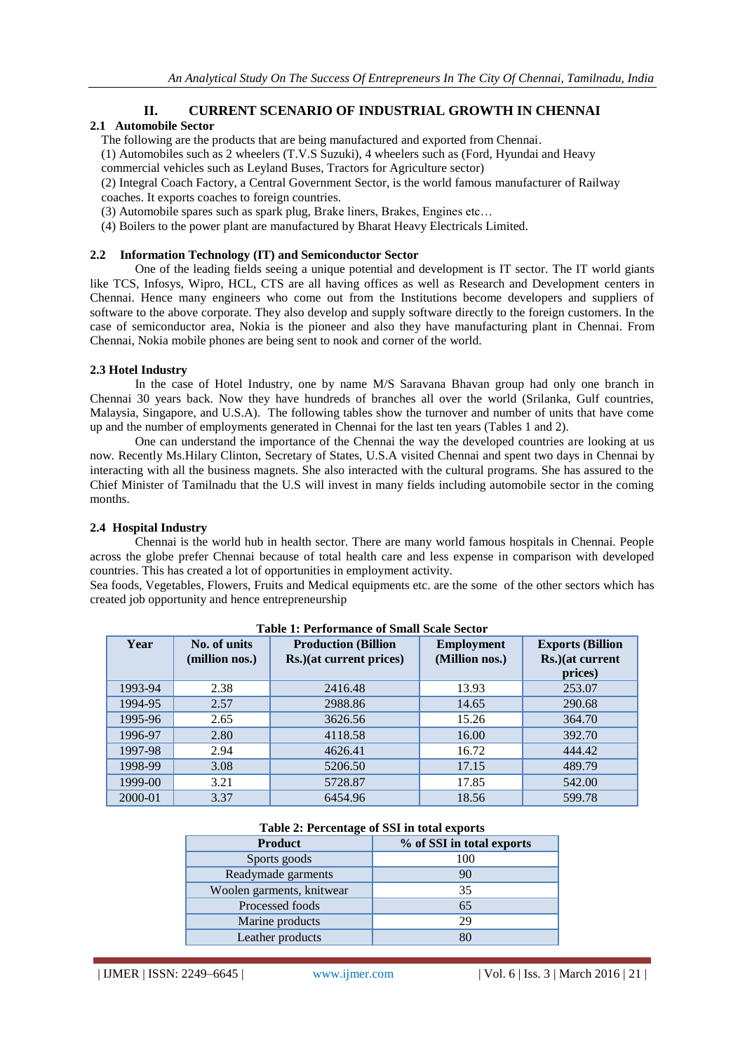## II. CURRENT SCENARIO OF INDUSTRIAL GROWTH IN CHENNAI

### 2.1 Automobile Sector

The following are the products that are being manufactured and exported from Chennai.

(1) Automobiles such as 2 wheelers (T.V.S Suzuki), 4 wheelers such as (Ford, Hyundai and Heavy commercial vehicles such as Leyland Buses, Tractors for Agriculture sector)

(2) Integral Coach Factory, a Central Government Sector, is the world famous manufacturer of Railway coaches. It exports coaches to foreign countries.

(3) Automobile spares such as spark plug, Brake liners, Brakes, Engines etc…

(4) Boilers to the power plant are manufactured by Bharat Heavy Electricals Limited.

### 2.2 Information Technology (IT) and Semiconductor Sector

One of the leading fields seeing a unique potential and development is IT sector. The IT world giants like TCS, Infosys, Wipro, HCL, CTS are all having offices as well as Research and Development centers in Chennai. Hence many engineers who come out from the Institutions become developers and suppliers of software to the above corporate. They also develop and supply software directly to the foreign customers. In the case of semiconductor area, Nokia is the pioneer and also they have manufacturing plant in Chennai. From Chennai, Nokia mobile phones are being sent to nook and corner of the world.

### 2.3 Hotel Industry

In the case of Hotel Industry, one by name M/S Saravana Bhavan group had only one branch in Chennai 30 years back. Now they have hundreds of branches all over the world (Srilanka, Gulf countries, Malaysia, Singapore, and U.S.A). The following tables show the turnover and number of units that have come up and the number of employments generated in Chennai for the last ten years (Tables 1 and 2).

One can understand the importance of the Chennai the way the developed countries are looking at us now. Recently Ms.Hilary Clinton, Secretary of States, U.S.A visited Chennai and spent two days in Chennai by interacting with all the business magnets. She also interacted with the cultural programs. She has assured to the Chief Minister of Tamilnadu that the U.S will invest in many fields including automobile sector in the coming months.

### 2.4 Hospital Industry

Chennai is the world hub in health sector. There are many world famous hospitals in Chennai. People across the globe prefer Chennai because of total health care and less expense in comparison with developed countries. This has created a lot of opportunities in employment activity.

Sea foods, Vegetables, Flowers, Fruits and Medical equipments etc. are the some of the other sectors which has created job opportunity and hence entrepreneurship

**Table 1: Performance of Small Scale Sector**

| Year | No. of units (million nos.) | Production (Billion Rs.)(at current prices) | Employment (Million nos.) | Exports (Billion Rs.)(at current prices) |
|---|---|---|---|---|
| 1993-94 | 2.38 | 2416.48 | 13.93 | 253.07 |
| 1994-95 | 2.57 | 2988.86 | 14.65 | 290.68 |
| 1995-96 | 2.65 | 3626.56 | 15.26 | 364.70 |
| 1996-97 | 2.80 | 4118.58 | 16.00 | 392.70 |
| 1997-98 | 2.94 | 4626.41 | 16.72 | 444.42 |
| 1998-99 | 3.08 | 5206.50 | 17.15 | 489.79 |
| 1999-00 | 3.21 | 5728.87 | 17.85 | 542.00 |
| 2000-01 | 3.37 | 6454.96 | 18.56 | 599.78 |

**Table 2: Percentage of SSI in total exports**

| Product | % of SSI in total exports |
|---|---|
| Sports goods | 100 |
| Readymade garments | 90 |
| Woolen garments, knitwear | 35 |
| Processed foods | 65 |
| Marine products | 29 |
| Leather products | 80 |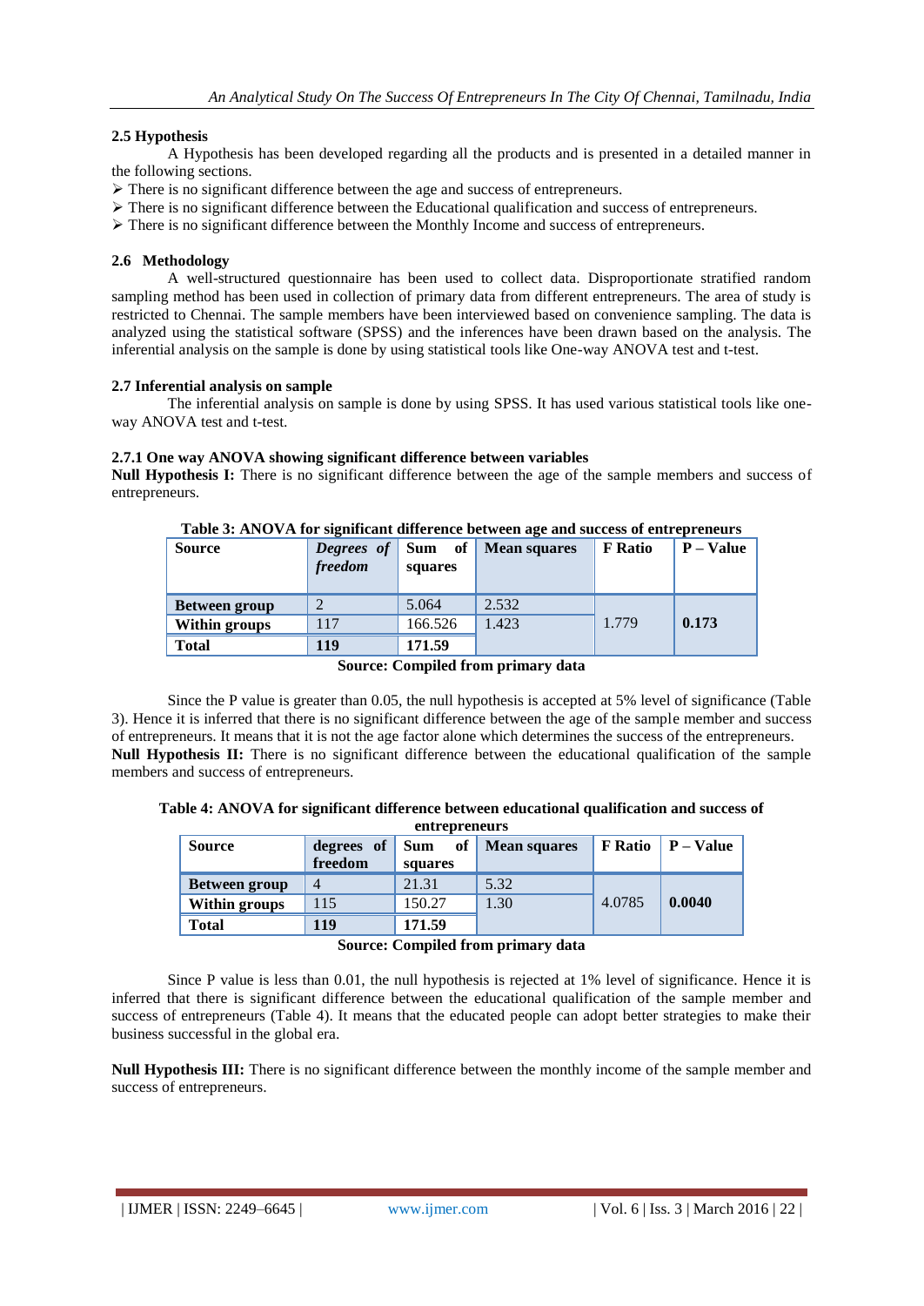### 2.5 Hypothesis

A Hypothesis has been developed regarding all the products and is presented in a detailed manner in the following sections.

- There is no significant difference between the age and success of entrepreneurs.
- There is no significant difference between the Educational qualification and success of entrepreneurs.
- There is no significant difference between the Monthly Income and success of entrepreneurs.

### 2.6 Methodology

A well-structured questionnaire has been used to collect data. Disproportionate stratified random sampling method has been used in collection of primary data from different entrepreneurs. The area of study is restricted to Chennai. The sample members have been interviewed based on convenience sampling. The data is analyzed using the statistical software (SPSS) and the inferences have been drawn based on the analysis. The inferential analysis on the sample is done by using statistical tools like One-way ANOVA test and t-test.

### 2.7 Inferential analysis on sample

The inferential analysis on sample is done by using SPSS. It has used various statistical tools like one-way ANOVA test and t-test.

#### 2.7.1 One way ANOVA showing significant difference between variables

**Null Hypothesis I:** There is no significant difference between the age of the sample members and success of entrepreneurs.

**Table 3: ANOVA for significant difference between age and success of entrepreneurs**

| Source | *Degrees of freedom* | Sum of squares | Mean squares | F Ratio | P – Value |
|---|---|---|---|---|---|
| **Between group** | 2 | 5.064 | 2.532 | 1.779 | **0.173** |
| **Within groups** | 117 | 166.526 | 1.423 | | |
| **Total** | **119** | **171.59** | | | |

**Source: Compiled from primary data**

Since the P value is greater than 0.05, the null hypothesis is accepted at 5% level of significance (Table 3). Hence it is inferred that there is no significant difference between the age of the sample member and success of entrepreneurs. It means that it is not the age factor alone which determines the success of the entrepreneurs.

**Null Hypothesis II:** There is no significant difference between the educational qualification of the sample members and success of entrepreneurs.

**Table 4: ANOVA for significant difference between educational qualification and success of entrepreneurs**

| Source | degrees of freedom | Sum of squares | Mean squares | F Ratio | P – Value |
|---|---|---|---|---|---|
| **Between group** | 4 | 21.31 | 5.32 | 4.0785 | **0.0040** |
| **Within groups** | 115 | 150.27 | 1.30 | | |
| **Total** | **119** | **171.59** | | | |

**Source: Compiled from primary data**

Since P value is less than 0.01, the null hypothesis is rejected at 1% level of significance. Hence it is inferred that there is significant difference between the educational qualification of the sample member and success of entrepreneurs (Table 4). It means that the educated people can adopt better strategies to make their business successful in the global era.

**Null Hypothesis III:** There is no significant difference between the monthly income of the sample member and success of entrepreneurs.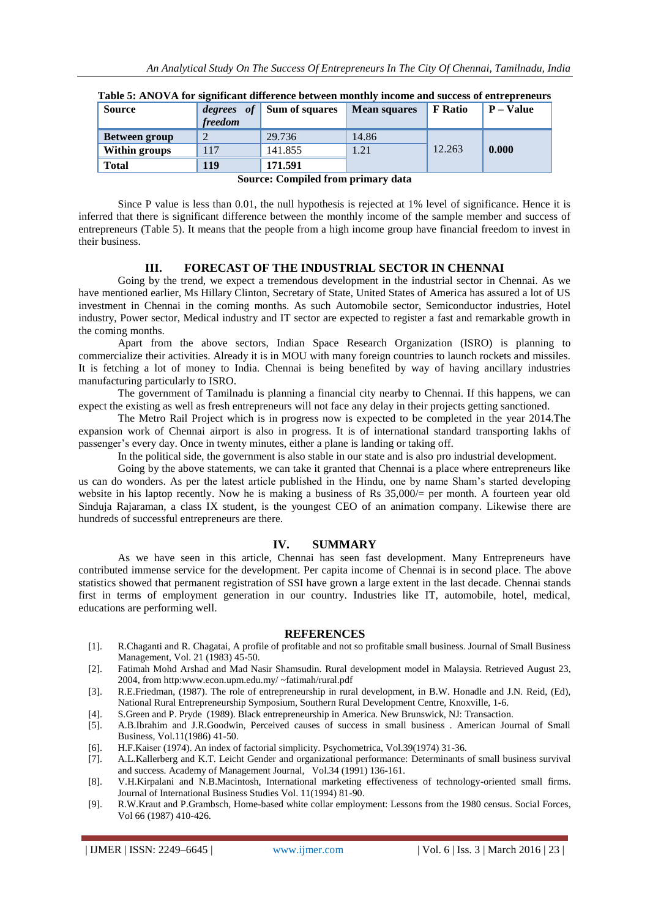**Table 5: ANOVA for significant difference between monthly income and success of entrepreneurs**

| Source | *degrees of freedom* | Sum of squares | Mean squares | F Ratio | P – Value |
|---|---|---|---|---|---|
| **Between group** | 2 | 29.736 | 14.86 | 12.263 | **0.000** |
| **Within groups** | 117 | 141.855 | 1.21 | | |
| **Total** | **119** | **171.591** | | | |

**Source: Compiled from primary data**

Since P value is less than 0.01, the null hypothesis is rejected at 1% level of significance. Hence it is inferred that there is significant difference between the monthly income of the sample member and success of entrepreneurs (Table 5). It means that the people from a high income group have financial freedom to invest in their business.

## III. FORECAST OF THE INDUSTRIAL SECTOR IN CHENNAI

Going by the trend, we expect a tremendous development in the industrial sector in Chennai. As we have mentioned earlier, Ms Hillary Clinton, Secretary of State, United States of America has assured a lot of US investment in Chennai in the coming months. As such Automobile sector, Semiconductor industries, Hotel industry, Power sector, Medical industry and IT sector are expected to register a fast and remarkable growth in the coming months.

Apart from the above sectors, Indian Space Research Organization (ISRO) is planning to commercialize their activities. Already it is in MOU with many foreign countries to launch rockets and missiles. It is fetching a lot of money to India. Chennai is being benefited by way of having ancillary industries manufacturing particularly to ISRO.

The government of Tamilnadu is planning a financial city nearby to Chennai. If this happens, we can expect the existing as well as fresh entrepreneurs will not face any delay in their projects getting sanctioned.

The Metro Rail Project which is in progress now is expected to be completed in the year 2014.The expansion work of Chennai airport is also in progress. It is of international standard transporting lakhs of passenger's every day. Once in twenty minutes, either a plane is landing or taking off.

In the political side, the government is also stable in our state and is also pro industrial development.

Going by the above statements, we can take it granted that Chennai is a place where entrepreneurs like us can do wonders. As per the latest article published in the Hindu, one by name Sham's started developing website in his laptop recently. Now he is making a business of Rs 35,000/= per month. A fourteen year old Sinduja Rajaraman, a class IX student, is the youngest CEO of an animation company. Likewise there are hundreds of successful entrepreneurs are there.

## IV. SUMMARY

As we have seen in this article, Chennai has seen fast development. Many Entrepreneurs have contributed immense service for the development. Per capita income of Chennai is in second place. The above statistics showed that permanent registration of SSI have grown a large extent in the last decade. Chennai stands first in terms of employment generation in our country. Industries like IT, automobile, hotel, medical, educations are performing well.

## REFERENCES

[1]. R.Chaganti and R. Chagatai, A profile of profitable and not so profitable small business. Journal of Small Business Management, Vol. 21 (1983) 45-50.

[2]. Fatimah Mohd Arshad and Mad Nasir Shamsudin. Rural development model in Malaysia. Retrieved August 23, 2004, from http:www.econ.upm.edu.my/ ~fatimah/rural.pdf

[3]. R.E.Friedman, (1987). The role of entrepreneurship in rural development, in B.W. Honadle and J.N. Reid, (Ed), National Rural Entrepreneurship Symposium, Southern Rural Development Centre, Knoxville, 1-6.

[4]. S.Green and P. Pryde (1989). Black entrepreneurship in America. New Brunswick, NJ: Transaction.

[5]. A.B.Ibrahim and J.R.Goodwin, Perceived causes of success in small business . American Journal of Small Business, Vol.11(1986) 41-50.

[6]. H.F.Kaiser (1974). An index of factorial simplicity. Psychometrica, Vol.39(1974) 31-36.

[7]. A.L.Kallerberg and K.T. Leicht Gender and organizational performance: Determinants of small business survival and success. Academy of Management Journal, Vol.34 (1991) 136-161.

[8]. V.H.Kirpalani and N.B.Macintosh, International marketing effectiveness of technology-oriented small firms. Journal of International Business Studies Vol. 11(1994) 81-90.

[9]. R.W.Kraut and P.Grambsch, Home-based white collar employment: Lessons from the 1980 census. Social Forces, Vol 66 (1987) 410-426.